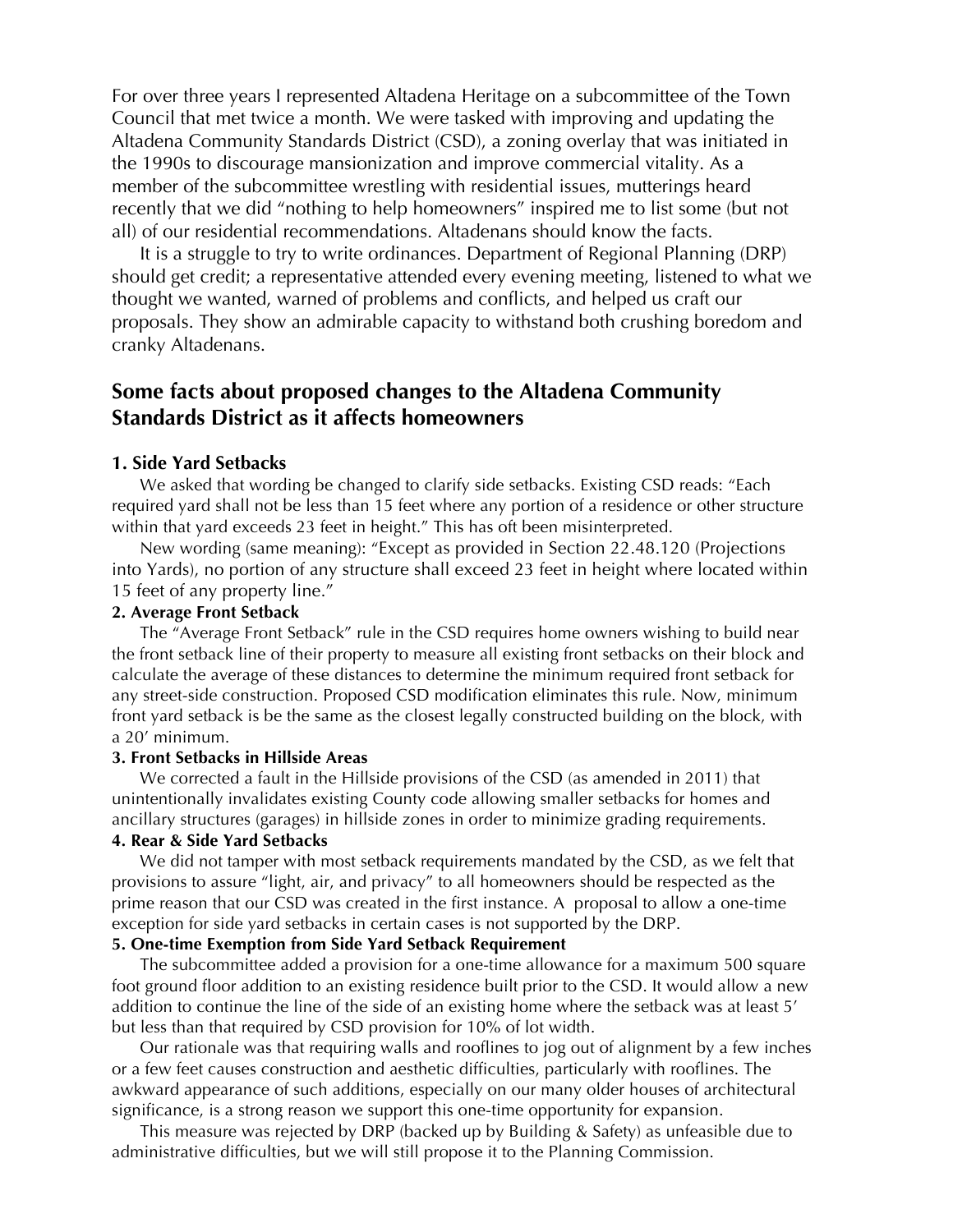For over three years I represented Altadena Heritage on a subcommittee of the Town Council that met twice a month. We were tasked with improving and updating the Altadena Community Standards District (CSD), a zoning overlay that was initiated in the 1990s to discourage mansionization and improve commercial vitality. As a member of the subcommittee wrestling with residential issues, mutterings heard recently that we did "nothing to help homeowners" inspired me to list some (but not all) of our residential recommendations. Altadenans should know the facts.

It is a struggle to try to write ordinances. Department of Regional Planning (DRP) should get credit; a representative attended every evening meeting, listened to what we thought we wanted, warned of problems and conflicts, and helped us craft our proposals. They show an admirable capacity to withstand both crushing boredom and cranky Altadenans.

## Some facts about proposed changes to the Altadena Community Standards District as it affects homeowners

### 1. Side Yard Setbacks

We asked that wording be changed to clarify side setbacks. Existing CSD reads: "Each required yard shall not be less than 15 feet where any portion of a residence or other structure within that yard exceeds 23 feet in height." This has oft been misinterpreted.

New wording (same meaning): "Except as provided in Section 22.48.120 (Projections into Yards), no portion of any structure shall exceed 23 feet in height where located within 15 feet of any property line."

### 2. Average Front Setback

The "Average Front Setback" rule in the CSD requires home owners wishing to build near the front setback line of their property to measure all existing front setbacks on their block and calculate the average of these distances to determine the minimum required front setback for any street-side construction. Proposed CSD modification eliminates this rule. Now, minimum front yard setback is be the same as the closest legally constructed building on the block, with a 20' minimum.

### 3. Front Setbacks in Hillside Areas

We corrected a fault in the Hillside provisions of the CSD (as amended in 2011) that unintentionally invalidates existing County code allowing smaller setbacks for homes and ancillary structures (garages) in hillside zones in order to minimize grading requirements.

### 4. Rear & Side Yard Setbacks

We did not tamper with most setback requirements mandated by the CSD, as we felt that provisions to assure "light, air, and privacy" to all homeowners should be respected as the prime reason that our CSD was created in the first instance. A proposal to allow a one-time exception for side yard setbacks in certain cases is not supported by the DRP.

### 5. One-time Exemption from Side Yard Setback Requirement

The subcommittee added a provision for a one-time allowance for a maximum 500 square foot ground floor addition to an existing residence built prior to the CSD. It would allow a new addition to continue the line of the side of an existing home where the setback was at least 5' but less than that required by CSD provision for 10% of lot width.

Our rationale was that requiring walls and rooflines to jog out of alignment by a few inches or a few feet causes construction and aesthetic difficulties, particularly with rooflines. The awkward appearance of such additions, especially on our many older houses of architectural significance, is a strong reason we support this one-time opportunity for expansion.

This measure was rejected by DRP (backed up by Building & Safety) as unfeasible due to administrative difficulties, but we will still propose it to the Planning Commission.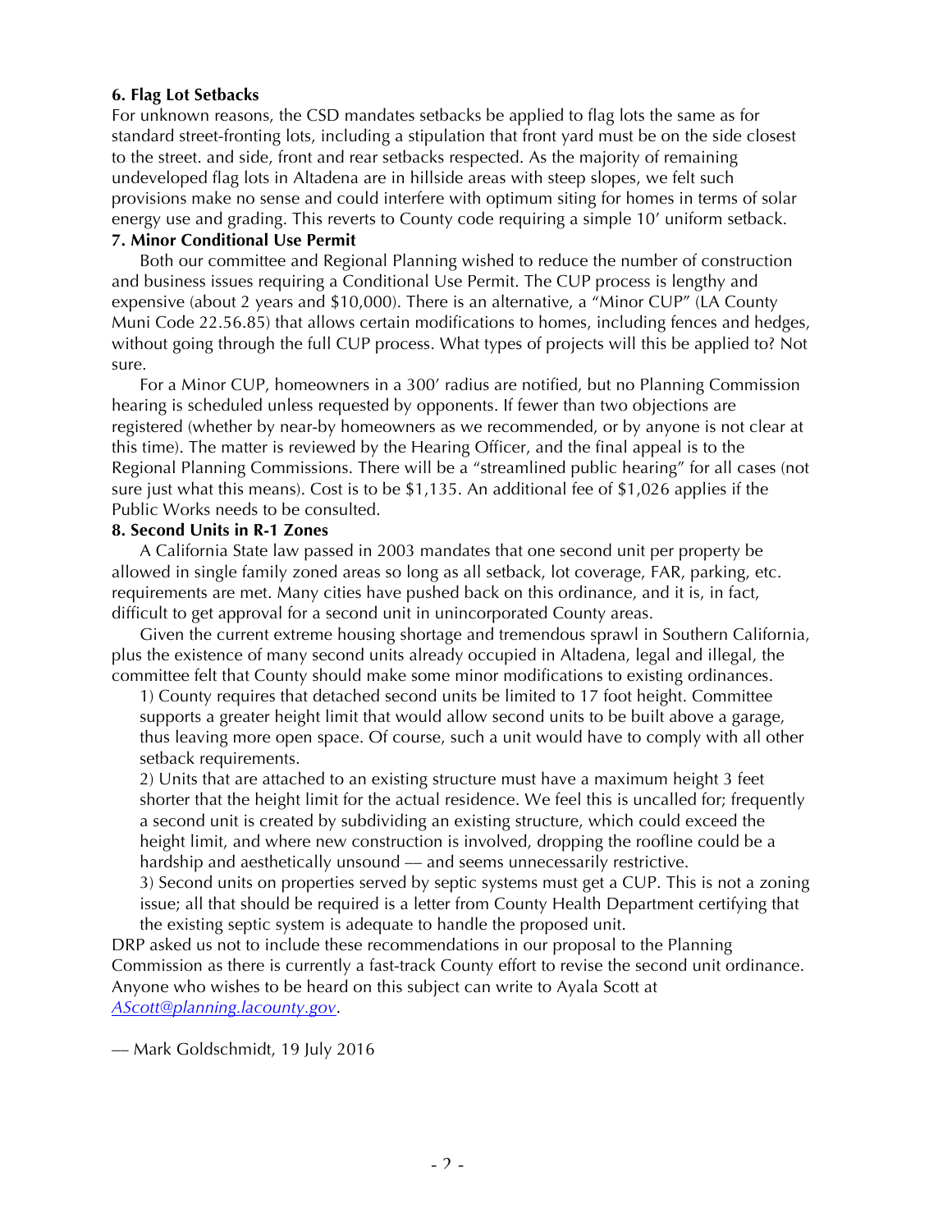**6. Flag Lot Setbacks**

For unknown reasons, the CSD mandates setbacks be applied to flag lots the same as for standard street-fronting lots, including a stipulation that front yard must be on the side closest to the street. and side, front and rear setbacks respected. As the majority of remaining undeveloped flag lots in Altadena are in hillside areas with steep slopes, we felt such provisions make no sense and could interfere with optimum siting for homes in terms of solar energy use and grading. This reverts to County code requiring a simple 10′ uniform setback.

**7. Minor Conditional Use Permit**

Both our committee and Regional Planning wished to reduce the number of construction and business issues requiring a Conditional Use Permit. The CUP process is lengthy and expensive (about 2 years and $10,000). There is an alternative, a "Minor CUP" (LA County Muni Code 22.56.85) that allows certain modifications to homes, including fences and hedges, without going through the full CUP process. What types of projects will this be applied to? Not sure.

For a Minor CUP, homeowners in a 300′ radius are notified, but no Planning Commission hearing is scheduled unless requested by opponents. If fewer than two objections are registered (whether by near-by homeowners as we recommended, or by anyone is not clear at this time). The matter is reviewed by the Hearing Officer, and the final appeal is to the Regional Planning Commissions. There will be a "streamlined public hearing" for all cases (not sure just what this means). Cost is to be $1,135. An additional fee of $1,026 applies if the Public Works needs to be consulted.

**8. Second Units in R-1 Zones**

A California State law passed in 2003 mandates that one second unit per property be allowed in single family zoned areas so long as all setback, lot coverage, FAR, parking, etc. requirements are met. Many cities have pushed back on this ordinance, and it is, in fact, difficult to get approval for a second unit in unincorporated County areas.

Given the current extreme housing shortage and tremendous sprawl in Southern California, plus the existence of many second units already occupied in Altadena, legal and illegal, the committee felt that County should make some minor modifications to existing ordinances.

1) County requires that detached second units be limited to 17 foot height. Committee supports a greater height limit that would allow second units to be built above a garage, thus leaving more open space. Of course, such a unit would have to comply with all other setback requirements.

2) Units that are attached to an existing structure must have a maximum height 3 feet shorter that the height limit for the actual residence. We feel this is uncalled for; frequently a second unit is created by subdividing an existing structure, which could exceed the height limit, and where new construction is involved, dropping the roofline could be a hardship and aesthetically unsound — and seems unnecessarily restrictive.

3) Second units on properties served by septic systems must get a CUP. This is not a zoning issue; all that should be required is a letter from County Health Department certifying that the existing septic system is adequate to handle the proposed unit.

DRP asked us not to include these recommendations in our proposal to the Planning Commission as there is currently a fast-track County effort to revise the second unit ordinance. Anyone who wishes to be heard on this subject can write to Ayala Scott at *AScott@planning.lacounty.gov*.

— Mark Goldschmidt, 19 July 2016